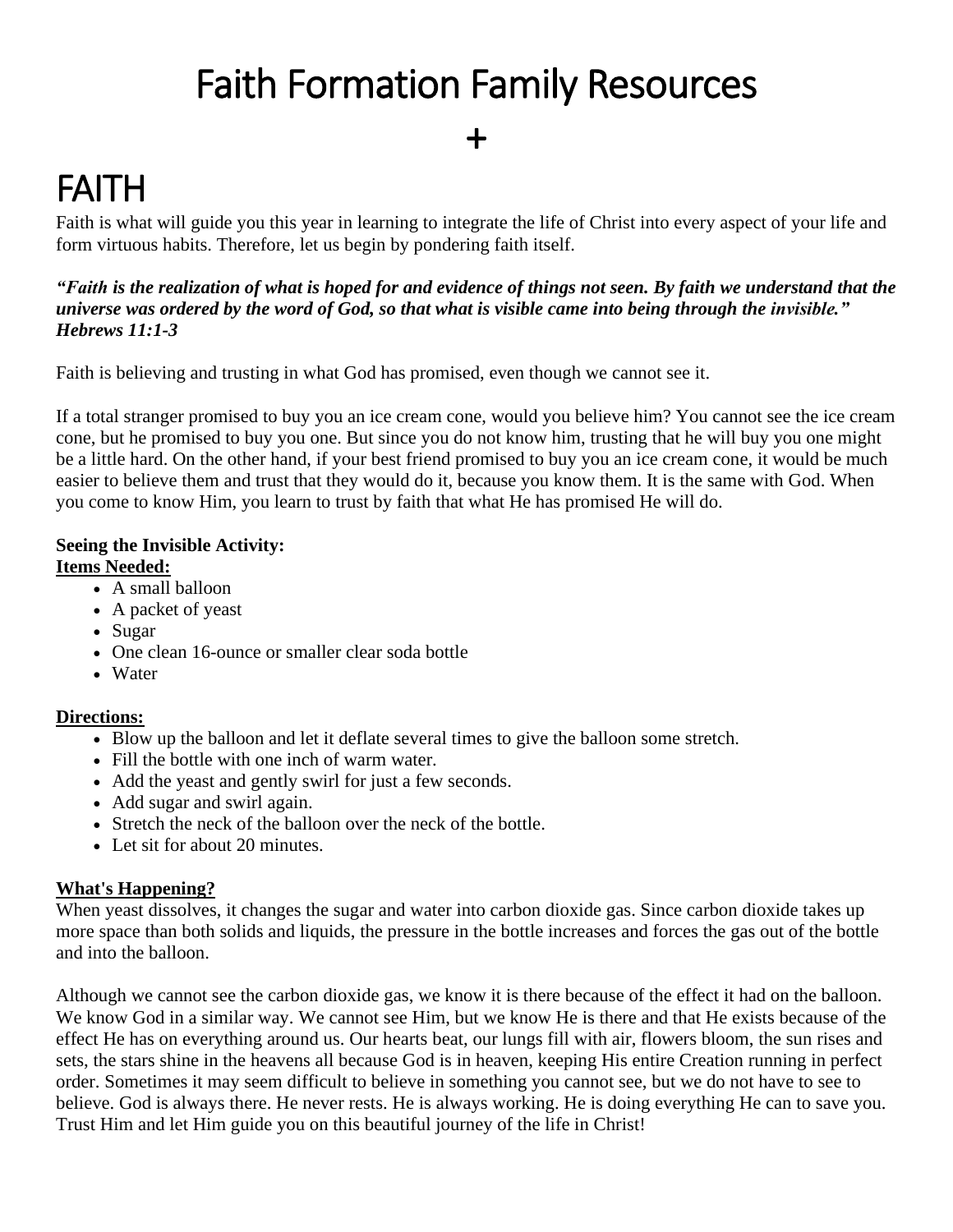# Faith Formation Family Resources

+

# FAITH

Faith is what will guide you this year in learning to integrate the life of Christ into every aspect of your life and form virtuous habits. Therefore, let us begin by pondering faith itself.

***"Faith is the realization of what is hoped for and evidence of things not seen. By faith we understand that the universe was ordered by the word of God, so that what is visible came into being through the invisible." Hebrews 11:1-3***

Faith is believing and trusting in what God has promised, even though we cannot see it.

If a total stranger promised to buy you an ice cream cone, would you believe him? You cannot see the ice cream cone, but he promised to buy you one. But since you do not know him, trusting that he will buy you one might be a little hard. On the other hand, if your best friend promised to buy you an ice cream cone, it would be much easier to believe them and trust that they would do it, because you know them. It is the same with God. When you come to know Him, you learn to trust by faith that what He has promised He will do.

**Seeing the Invisible Activity:**

**Items Needed:**

- A small balloon
- A packet of yeast
- Sugar
- One clean 16-ounce or smaller clear soda bottle
- Water

**Directions:**

- Blow up the balloon and let it deflate several times to give the balloon some stretch.
- Fill the bottle with one inch of warm water.
- Add the yeast and gently swirl for just a few seconds.
- Add sugar and swirl again.
- Stretch the neck of the balloon over the neck of the bottle.
- Let sit for about 20 minutes.

**What's Happening?**

When yeast dissolves, it changes the sugar and water into carbon dioxide gas. Since carbon dioxide takes up more space than both solids and liquids, the pressure in the bottle increases and forces the gas out of the bottle and into the balloon.

Although we cannot see the carbon dioxide gas, we know it is there because of the effect it had on the balloon. We know God in a similar way. We cannot see Him, but we know He is there and that He exists because of the effect He has on everything around us. Our hearts beat, our lungs fill with air, flowers bloom, the sun rises and sets, the stars shine in the heavens all because God is in heaven, keeping His entire Creation running in perfect order. Sometimes it may seem difficult to believe in something you cannot see, but we do not have to see to believe. God is always there. He never rests. He is always working. He is doing everything He can to save you. Trust Him and let Him guide you on this beautiful journey of the life in Christ!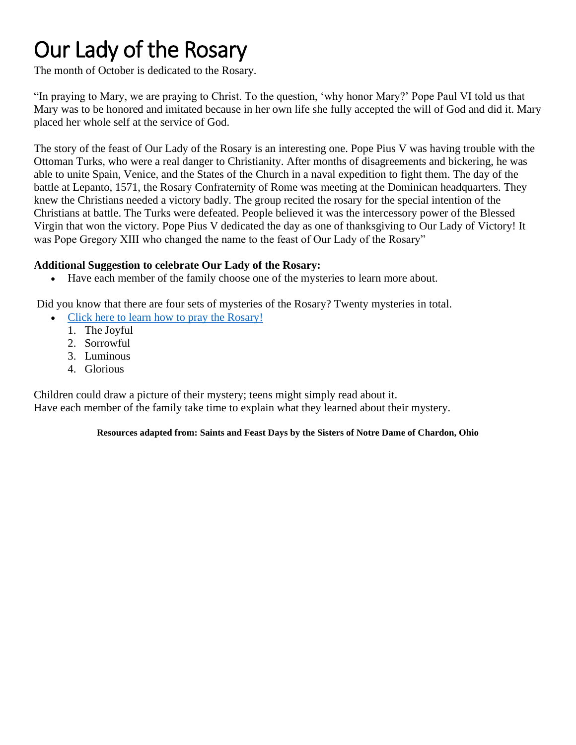# Our Lady of the Rosary

The month of October is dedicated to the Rosary.

"In praying to Mary, we are praying to Christ. To the question, 'why honor Mary?' Pope Paul VI told us that Mary was to be honored and imitated because in her own life she fully accepted the will of God and did it. Mary placed her whole self at the service of God.

The story of the feast of Our Lady of the Rosary is an interesting one. Pope Pius V was having trouble with the Ottoman Turks, who were a real danger to Christianity. After months of disagreements and bickering, he was able to unite Spain, Venice, and the States of the Church in a naval expedition to fight them. The day of the battle at Lepanto, 1571, the Rosary Confraternity of Rome was meeting at the Dominican headquarters. They knew the Christians needed a victory badly. The group recited the rosary for the special intention of the Christians at battle. The Turks were defeated. People believed it was the intercessory power of the Blessed Virgin that won the victory. Pope Pius V dedicated the day as one of thanksgiving to Our Lady of Victory! It was Pope Gregory XIII who changed the name to the feast of Our Lady of the Rosary"

**Additional Suggestion to celebrate Our Lady of the Rosary:**

- Have each member of the family choose one of the mysteries to learn more about.

Did you know that there are four sets of mysteries of the Rosary? Twenty mysteries in total.

- Click here to learn how to pray the Rosary!
  1. The Joyful
  2. Sorrowful
  3. Luminous
  4. Glorious

Children could draw a picture of their mystery; teens might simply read about it.
Have each member of the family take time to explain what they learned about their mystery.

**Resources adapted from: Saints and Feast Days by the Sisters of Notre Dame of Chardon, Ohio**